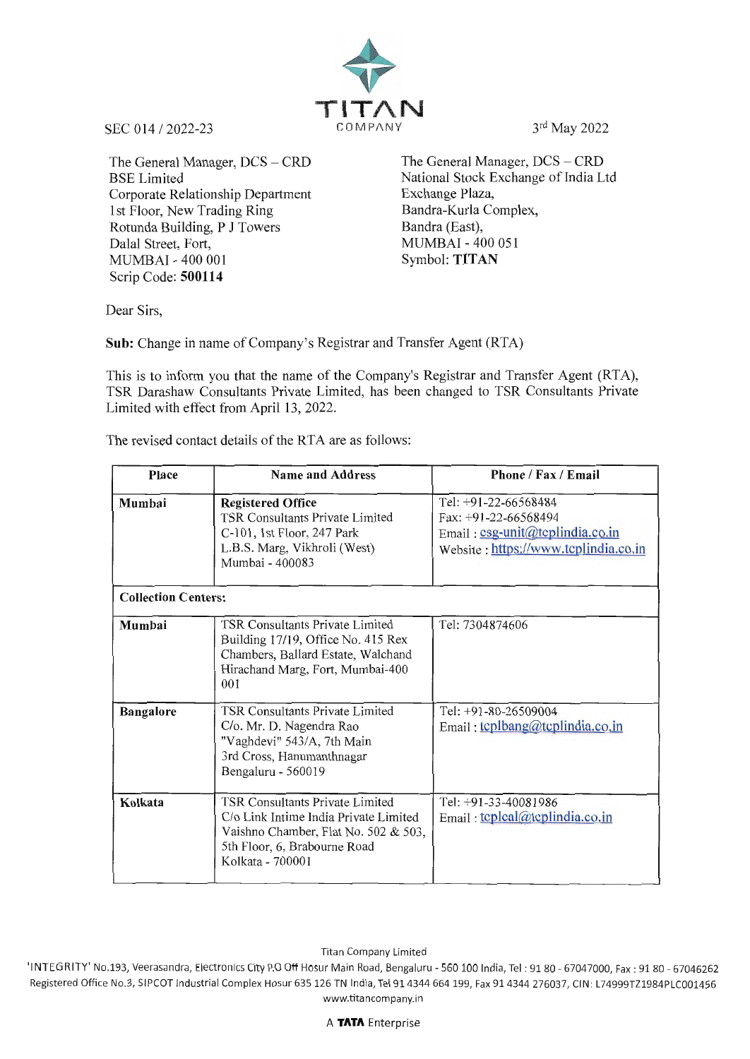TITAN COMPANY

SEC 014 / 2022-23

3rd May 2022

The General Manager, DCS – CRD
BSE Limited
Corporate Relationship Department
1st Floor, New Trading Ring
Rotunda Building, P J Towers
Dalal Street, Fort,
MUMBAI - 400 001
Scrip Code: **500114**

The General Manager, DCS – CRD
National Stock Exchange of India Ltd
Exchange Plaza,
Bandra-Kurla Complex,
Bandra (East),
MUMBAI - 400 051
Symbol: **TITAN**

Dear Sirs,

**Sub:** Change in name of Company's Registrar and Transfer Agent (RTA)

This is to inform you that the name of the Company's Registrar and Transfer Agent (RTA), TSR Darashaw Consultants Private Limited, has been changed to TSR Consultants Private Limited with effect from April 13, 2022.

The revised contact details of the RTA are as follows:

| Place | Name and Address | Phone / Fax / Email |
|---|---|---|
| **Mumbai** | **Registered Office**<br>TSR Consultants Private Limited<br>C-101, 1st Floor, 247 Park<br>L.B.S. Marg, Vikhroli (West)<br>Mumbai - 400083 | Tel: +91-22-66568484<br>Fax: +91-22-66568494<br>Email : csg-unit@tcplindia.co.in<br>Website : https://www.tcplindia.co.in |
| **Collection Centers:** | | |
| **Mumbai** | TSR Consultants Private Limited<br>Building 17/19, Office No. 415 Rex Chambers, Ballard Estate, Walchand Hirachand Marg, Fort, Mumbai-400 001 | Tel: 7304874606 |
| **Bangalore** | TSR Consultants Private Limited<br>C/o. Mr. D. Nagendra Rao<br>"Vaghdevi" 543/A, 7th Main<br>3rd Cross, Hanumanthnagar<br>Bengaluru - 560019 | Tel: +91-80-26509004<br>Email : tcplbang@tcplindia.co.in |
| **Kolkata** | TSR Consultants Private Limited<br>C/o Link Intime India Private Limited<br>Vaishno Chamber, Flat No. 502 & 503, 5th Floor, 6, Brabourne Road<br>Kolkata - 700001 | Tel: +91-33-40081986<br>Email : tcplcal@tcplindia.co.in |

Titan Company Limited
'INTEGRITY' No.193, Veerasandra, Electronics City P.O Off Hosur Main Road, Bengaluru - 560 100 India, Tel : 91 80 - 67047000, Fax : 91 80 - 67046262
Registered Office No.3, SIPCOT Industrial Complex Hosur 635 126 TN India, Tel 91 4344 664 199, Fax 91 4344 276037, CIN: L74999TZ1984PLC001456
www.titancompany.in

A **TATA** Enterprise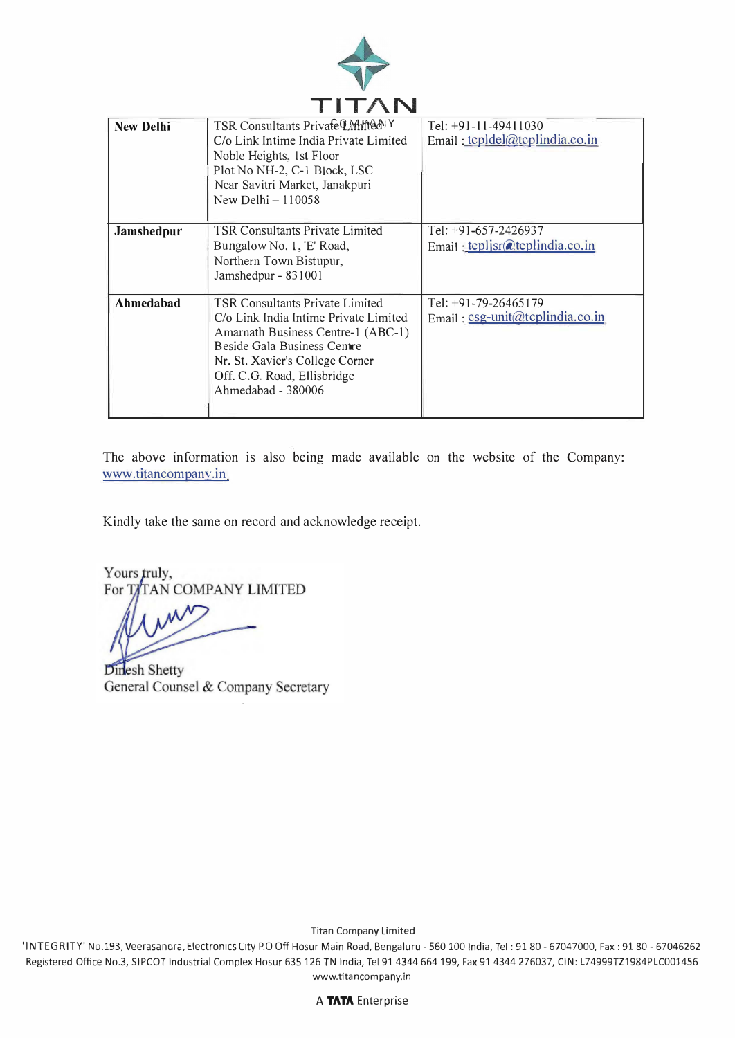| | | |
|---|---|---|
| **New Delhi** | TSR Consultants Private Limited<br>C/o Link Intime India Private Limited<br>Noble Heights, 1st Floor<br>Plot No NH-2, C-1 Block, LSC<br>Near Savitri Market, Janakpuri<br>New Delhi – 110058 | Tel: +91-11-49411030<br>Email : tcpldel@tcplindia.co.in |
| **Jamshedpur** | TSR Consultants Private Limited<br>Bungalow No. 1, 'E' Road,<br>Northern Town Bistupur,<br>Jamshedpur - 831001 | Tel: +91-657-2426937<br>Email : tcpljsr@tcplindia.co.in |
| **Ahmedabad** | TSR Consultants Private Limited<br>C/o Link India Intime Private Limited<br>Amarnath Business Centre-1 (ABC-1)<br>Beside Gala Business Centre<br>Nr. St. Xavier's College Corner<br>Off. C.G. Road, Ellisbridge<br>Ahmedabad - 380006 | Tel: +91-79-26465179<br>Email : csg-unit@tcplindia.co.in |

The above information is also being made available on the website of the Company: www.titancompany.in

Kindly take the same on record and acknowledge receipt.

Yours truly,
For TITAN COMPANY LIMITED

Dinesh Shetty
General Counsel & Company Secretary

Titan Company Limited
'INTEGRITY' No.193, Veerasandra, Electronics City P.O Off Hosur Main Road, Bengaluru - 560 100 India, Tel : 91 80 - 67047000, Fax : 91 80 - 67046262
Registered Office No.3, SIPCOT Industrial Complex Hosur 635 126 TN India, Tel 91 4344 664 199, Fax 91 4344 276037, CIN: L74999TZ1984PLC001456
www.titancompany.in

A TATA Enterprise